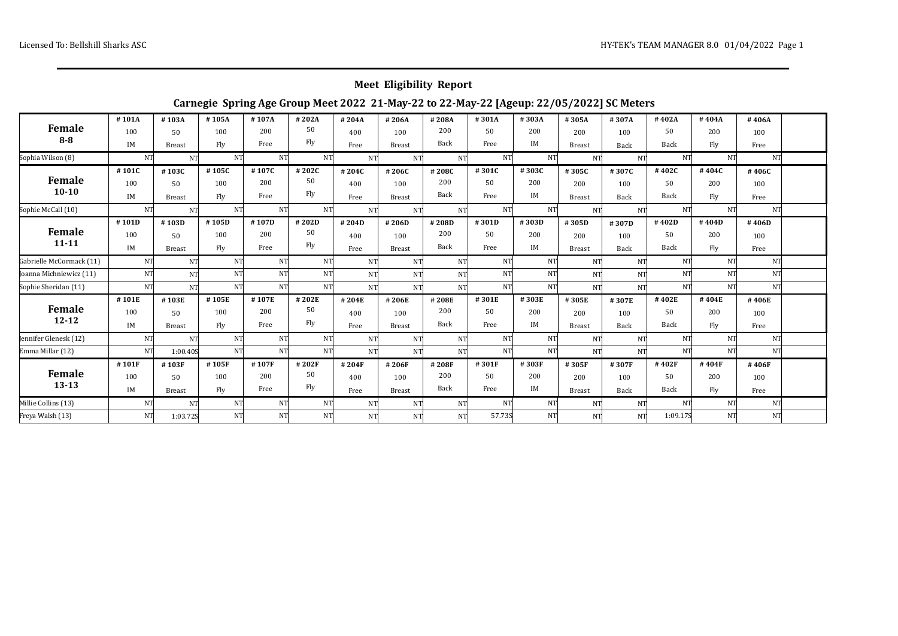## Meet Eligibility Report

### Carnegie Spring Age Group Meet 2022 21-May-22 to 22-May-22 [Ageup: 22/05/2022] SC Meters

| **Female 8-8** | #101A 100 IM | #103A 50 Breast | #105A 100 Fly | #107A 200 Free | #202A 50 Fly | #204A 400 Free | #206A 100 Breast | #208A 200 Back | #301A 50 Free | #303A 200 IM | #305A 200 Breast | #307A 100 Back | #402A 50 Back | #404A 200 Fly | #406A 100 Free |
|---|---|---|---|---|---|---|---|---|---|---|---|---|---|---|---|
| Sophia Wilson (8) | NT | NT | NT | NT | NT | NT | NT | NT | NT | NT | NT | NT | NT | NT | NT |
| **Female 10-10** | #101C 100 IM | #103C 50 Breast | #105C 100 Fly | #107C 200 Free | #202C 50 Fly | #204C 400 Free | #206C 100 Breast | #208C 200 Back | #301C 50 Free | #303C 200 IM | #305C 200 Breast | #307C 100 Back | #402C 50 Back | #404C 200 Fly | #406C 100 Free |
| Sophie McCall (10) | NT | NT | NT | NT | NT | NT | NT | NT | NT | NT | NT | NT | NT | NT | NT |
| **Female 11-11** | #101D 100 IM | #103D 50 Breast | #105D 100 Fly | #107D 200 Free | #202D 50 Fly | #204D 400 Free | #206D 100 Breast | #208D 200 Back | #301D 50 Free | #303D 200 IM | #305D 200 Breast | #307D 100 Back | #402D 50 Back | #404D 200 Fly | #406D 100 Free |
| Gabrielle McCormack (11) | NT | NT | NT | NT | NT | NT | NT | NT | NT | NT | NT | NT | NT | NT | NT |
| Joanna Michniewicz (11) | NT | NT | NT | NT | NT | NT | NT | NT | NT | NT | NT | NT | NT | NT | NT |
| Sophie Sheridan (11) | NT | NT | NT | NT | NT | NT | NT | NT | NT | NT | NT | NT | NT | NT | NT |
| **Female 12-12** | #101E 100 IM | #103E 50 Breast | #105E 100 Fly | #107E 200 Free | #202E 50 Fly | #204E 400 Free | #206E 100 Breast | #208E 200 Back | #301E 50 Free | #303E 200 IM | #305E 200 Breast | #307E 100 Back | #402E 50 Back | #404E 200 Fly | #406E 100 Free |
| Jennifer Glenesk (12) | NT | NT | NT | NT | NT | NT | NT | NT | NT | NT | NT | NT | NT | NT | NT |
| Emma Millar (12) | NT | 1:00.40S | NT | NT | NT | NT | NT | NT | NT | NT | NT | NT | NT | NT | NT |
| **Female 13-13** | #101F 100 IM | #103F 50 Breast | #105F 100 Fly | #107F 200 Free | #202F 50 Fly | #204F 400 Free | #206F 100 Breast | #208F 200 Back | #301F 50 Free | #303F 200 IM | #305F 200 Breast | #307F 100 Back | #402F 50 Back | #404F 200 Fly | #406F 100 Free |
| Millie Collins (13) | NT | NT | NT | NT | NT | NT | NT | NT | NT | NT | NT | NT | NT | NT | NT |
| Freya Walsh (13) | NT | 1:03.72S | NT | NT | NT | NT | NT | NT | 57.73S | NT | NT | NT | 1:09.17S | NT | NT |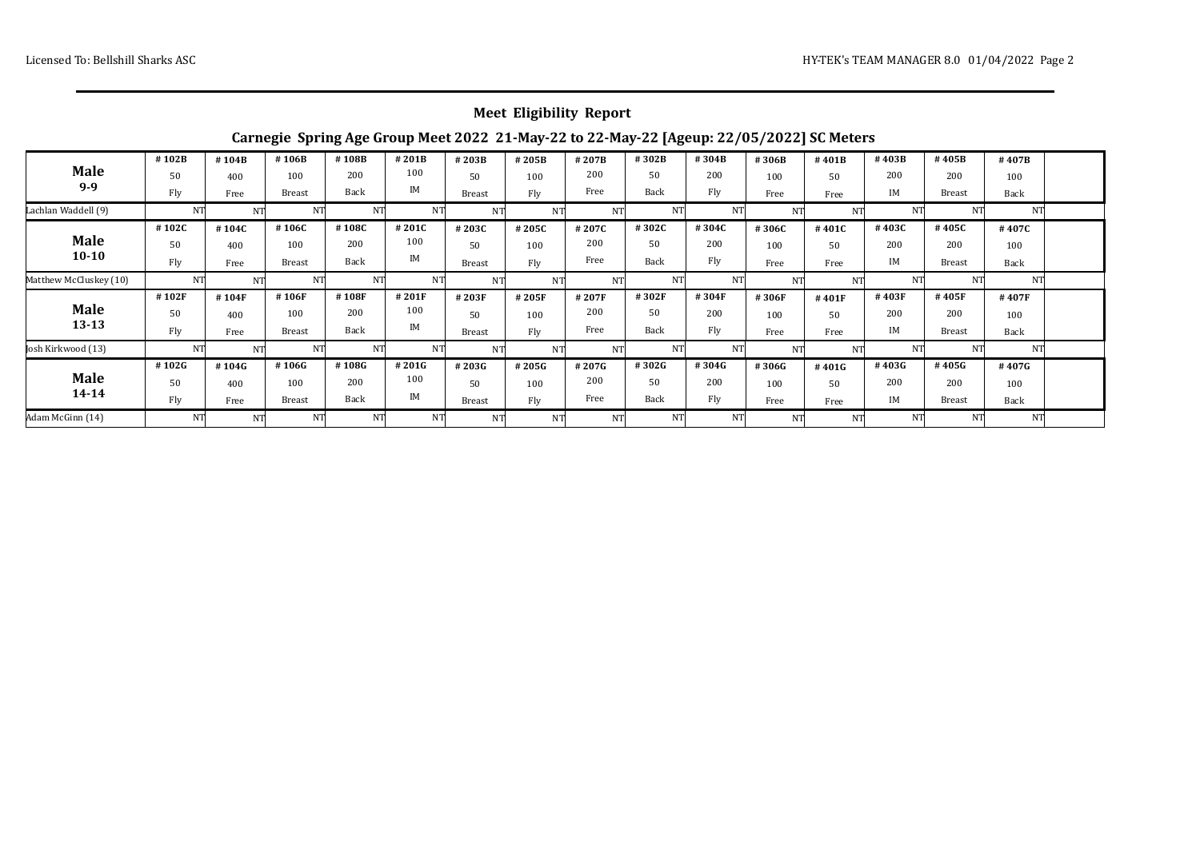## Meet Eligibility Report

### Carnegie Spring Age Group Meet 2022 21-May-22 to 22-May-22 [Ageup: 22/05/2022] SC Meters

| Male 9-9 | #102B 50 Fly | #104B 400 Free | #106B 100 Breast | #108B 200 Back | #201B 100 IM | #203B 50 Breast | #205B 100 Fly | #207B 200 Free | #302B 50 Back | #304B 200 Fly | #306B 100 Free | #401B 50 Free | #403B 200 IM | #405B 200 Breast | #407B 100 Back |
|---|---|---|---|---|---|---|---|---|---|---|---|---|---|---|---|
| Lachlan Waddell (9) | NT | NT | NT | NT | NT | NT | NT | NT | NT | NT | NT | NT | NT | NT | NT |
| **Male 10-10** | **#102C** 50 Fly | **#104C** 400 Free | **#106C** 100 Breast | **#108C** 200 Back | **#201C** 100 IM | **#203C** 50 Breast | **#205C** 100 Fly | **#207C** 200 Free | **#302C** 50 Back | **#304C** 200 Fly | **#306C** 100 Free | **#401C** 50 Free | **#403C** 200 IM | **#405C** 200 Breast | **#407C** 100 Back |
| Matthew McCluskey (10) | NT | NT | NT | NT | NT | NT | NT | NT | NT | NT | NT | NT | NT | NT | NT |
| **Male 13-13** | **#102F** 50 Fly | **#104F** 400 Free | **#106F** 100 Breast | **#108F** 200 Back | **#201F** 100 IM | **#203F** 50 Breast | **#205F** 100 Fly | **#207F** 200 Free | **#302F** 50 Back | **#304F** 200 Fly | **#306F** 100 Free | **#401F** 50 Free | **#403F** 200 IM | **#405F** 200 Breast | **#407F** 100 Back |
| Josh Kirkwood (13) | NT | NT | NT | NT | NT | NT | NT | NT | NT | NT | NT | NT | NT | NT | NT |
| **Male 14-14** | **#102G** 50 Fly | **#104G** 400 Free | **#106G** 100 Breast | **#108G** 200 Back | **#201G** 100 IM | **#203G** 50 Breast | **#205G** 100 Fly | **#207G** 200 Free | **#302G** 50 Back | **#304G** 200 Fly | **#306G** 100 Free | **#401G** 50 Free | **#403G** 200 IM | **#405G** 200 Breast | **#407G** 100 Back |
| Adam McGinn (14) | NT | NT | NT | NT | NT | NT | NT | NT | NT | NT | NT | NT | NT | NT | NT |